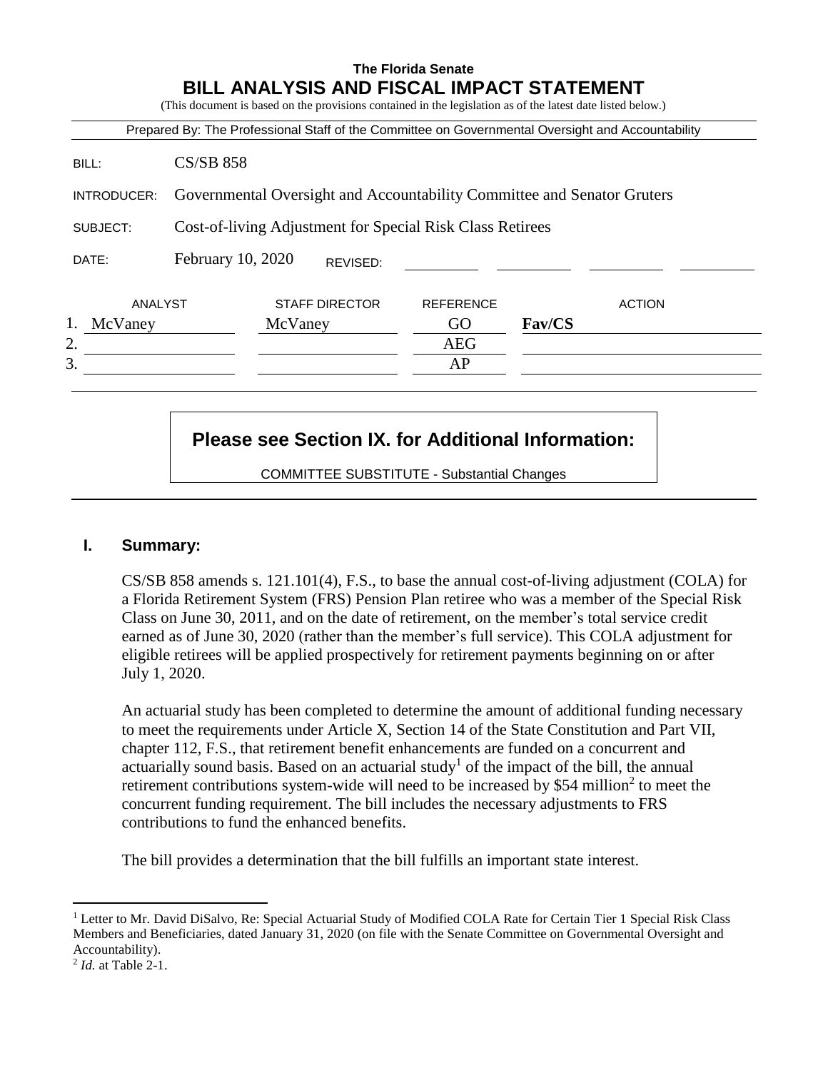# The Florida Senate
## BILL ANALYSIS AND FISCAL IMPACT STATEMENT

(This document is based on the provisions contained in the legislation as of the latest date listed below.)

Prepared By: The Professional Staff of the Committee on Governmental Oversight and Accountability

| | |
|---|---|
| BILL: | CS/SB 858 |
| INTRODUCER: | Governmental Oversight and Accountability Committee and Senator Gruters |
| SUBJECT: | Cost-of-living Adjustment for Special Risk Class Retirees |
| DATE: | February 10, 2020 REVISED: |

| | ANALYST | STAFF DIRECTOR | REFERENCE | ACTION |
|---|---|---|---|---|
| 1. | McVaney | McVaney | GO | **Fav/CS** |
| 2. | | | AEG | |
| 3. | | | AP | |

**Please see Section IX. for Additional Information:**

COMMITTEE SUBSTITUTE - Substantial Changes

## I. Summary:

CS/SB 858 amends s. 121.101(4), F.S., to base the annual cost-of-living adjustment (COLA) for a Florida Retirement System (FRS) Pension Plan retiree who was a member of the Special Risk Class on June 30, 2011, and on the date of retirement, on the member's total service credit earned as of June 30, 2020 (rather than the member's full service). This COLA adjustment for eligible retirees will be applied prospectively for retirement payments beginning on or after July 1, 2020.

An actuarial study has been completed to determine the amount of additional funding necessary to meet the requirements under Article X, Section 14 of the State Constitution and Part VII, chapter 112, F.S., that retirement benefit enhancements are funded on a concurrent and actuarially sound basis. Based on an actuarial study[1] of the impact of the bill, the annual retirement contributions system-wide will need to be increased by $54 million[2] to meet the concurrent funding requirement. The bill includes the necessary adjustments to FRS contributions to fund the enhanced benefits.

The bill provides a determination that the bill fulfills an important state interest.

---

[1] Letter to Mr. David DiSalvo, Re: Special Actuarial Study of Modified COLA Rate for Certain Tier 1 Special Risk Class Members and Beneficiaries, dated January 31, 2020 (on file with the Senate Committee on Governmental Oversight and Accountability).

[2] *Id.* at Table 2-1.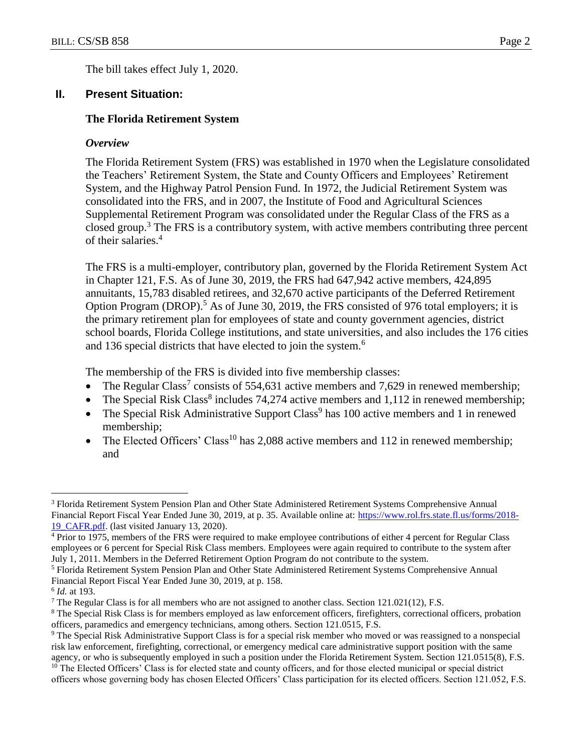The bill takes effect July 1, 2020.

## II. Present Situation:

### The Florida Retirement System

#### *Overview*

The Florida Retirement System (FRS) was established in 1970 when the Legislature consolidated the Teachers' Retirement System, the State and County Officers and Employees' Retirement System, and the Highway Patrol Pension Fund. In 1972, the Judicial Retirement System was consolidated into the FRS, and in 2007, the Institute of Food and Agricultural Sciences Supplemental Retirement Program was consolidated under the Regular Class of the FRS as a closed group.[3] The FRS is a contributory system, with active members contributing three percent of their salaries.[4]

The FRS is a multi-employer, contributory plan, governed by the Florida Retirement System Act in Chapter 121, F.S. As of June 30, 2019, the FRS had 647,942 active members, 424,895 annuitants, 15,783 disabled retirees, and 32,670 active participants of the Deferred Retirement Option Program (DROP).[5] As of June 30, 2019, the FRS consisted of 976 total employers; it is the primary retirement plan for employees of state and county government agencies, district school boards, Florida College institutions, and state universities, and also includes the 176 cities and 136 special districts that have elected to join the system.[6]

The membership of the FRS is divided into five membership classes:

- The Regular Class[7] consists of 554,631 active members and 7,629 in renewed membership;
- The Special Risk Class[8] includes 74,274 active members and 1,112 in renewed membership;
- The Special Risk Administrative Support Class[9] has 100 active members and 1 in renewed membership;
- The Elected Officers' Class[10] has 2,088 active members and 112 in renewed membership; and

---

[3] Florida Retirement System Pension Plan and Other State Administered Retirement Systems Comprehensive Annual Financial Report Fiscal Year Ended June 30, 2019, at p. 35. Available online at: [https://www.rol.frs.state.fl.us/forms/2018-19_CAFR.pdf](https://www.rol.frs.state.fl.us/forms/2018-19_CAFR.pdf). (last visited January 13, 2020).

[4] Prior to 1975, members of the FRS were required to make employee contributions of either 4 percent for Regular Class employees or 6 percent for Special Risk Class members. Employees were again required to contribute to the system after July 1, 2011. Members in the Deferred Retirement Option Program do not contribute to the system.

[5] Florida Retirement System Pension Plan and Other State Administered Retirement Systems Comprehensive Annual Financial Report Fiscal Year Ended June 30, 2019, at p. 158.

[6] *Id.* at 193.

[7] The Regular Class is for all members who are not assigned to another class. Section 121.021(12), F.S.

[8] The Special Risk Class is for members employed as law enforcement officers, firefighters, correctional officers, probation officers, paramedics and emergency technicians, among others. Section 121.0515, F.S.

[9] The Special Risk Administrative Support Class is for a special risk member who moved or was reassigned to a nonspecial risk law enforcement, firefighting, correctional, or emergency medical care administrative support position with the same agency, or who is subsequently employed in such a position under the Florida Retirement System. Section 121.0515(8), F.S.

[10] The Elected Officers' Class is for elected state and county officers, and for those elected municipal or special district officers whose governing body has chosen Elected Officers' Class participation for its elected officers. Section 121.052, F.S.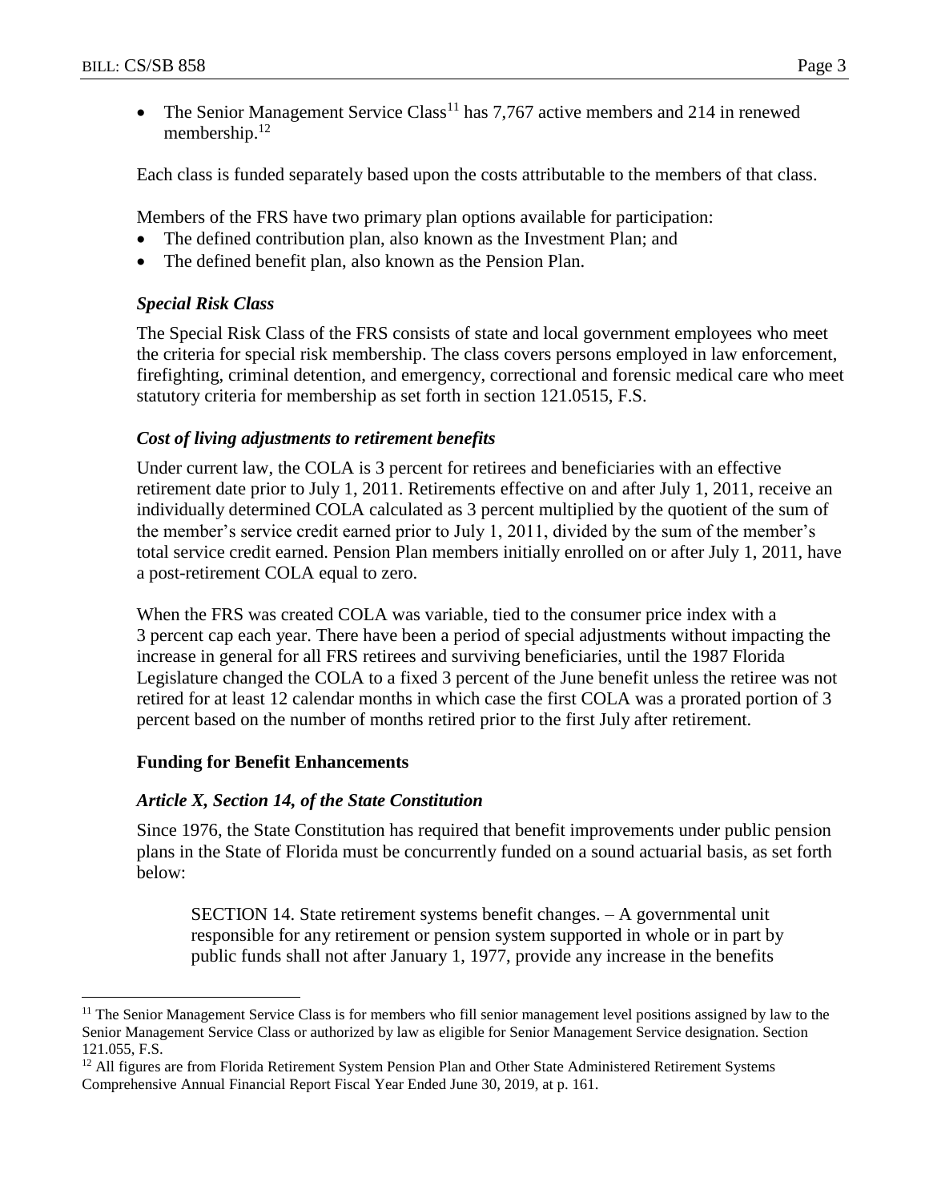- The Senior Management Service Class[11] has 7,767 active members and 214 in renewed membership.[12]

Each class is funded separately based upon the costs attributable to the members of that class.

Members of the FRS have two primary plan options available for participation:

- The defined contribution plan, also known as the Investment Plan; and
- The defined benefit plan, also known as the Pension Plan.

### *Special Risk Class*

The Special Risk Class of the FRS consists of state and local government employees who meet the criteria for special risk membership. The class covers persons employed in law enforcement, firefighting, criminal detention, and emergency, correctional and forensic medical care who meet statutory criteria for membership as set forth in section 121.0515, F.S.

### *Cost of living adjustments to retirement benefits*

Under current law, the COLA is 3 percent for retirees and beneficiaries with an effective retirement date prior to July 1, 2011. Retirements effective on and after July 1, 2011, receive an individually determined COLA calculated as 3 percent multiplied by the quotient of the sum of the member's service credit earned prior to July 1, 2011, divided by the sum of the member's total service credit earned. Pension Plan members initially enrolled on or after July 1, 2011, have a post-retirement COLA equal to zero.

When the FRS was created COLA was variable, tied to the consumer price index with a 3 percent cap each year. There have been a period of special adjustments without impacting the increase in general for all FRS retirees and surviving beneficiaries, until the 1987 Florida Legislature changed the COLA to a fixed 3 percent of the June benefit unless the retiree was not retired for at least 12 calendar months in which case the first COLA was a prorated portion of 3 percent based on the number of months retired prior to the first July after retirement.

## **Funding for Benefit Enhancements**

### *Article X, Section 14, of the State Constitution*

Since 1976, the State Constitution has required that benefit improvements under public pension plans in the State of Florida must be concurrently funded on a sound actuarial basis, as set forth below:

> SECTION 14. State retirement systems benefit changes. – A governmental unit responsible for any retirement or pension system supported in whole or in part by public funds shall not after January 1, 1977, provide any increase in the benefits

---

[11] The Senior Management Service Class is for members who fill senior management level positions assigned by law to the Senior Management Service Class or authorized by law as eligible for Senior Management Service designation. Section 121.055, F.S.

[12] All figures are from Florida Retirement System Pension Plan and Other State Administered Retirement Systems Comprehensive Annual Financial Report Fiscal Year Ended June 30, 2019, at p. 161.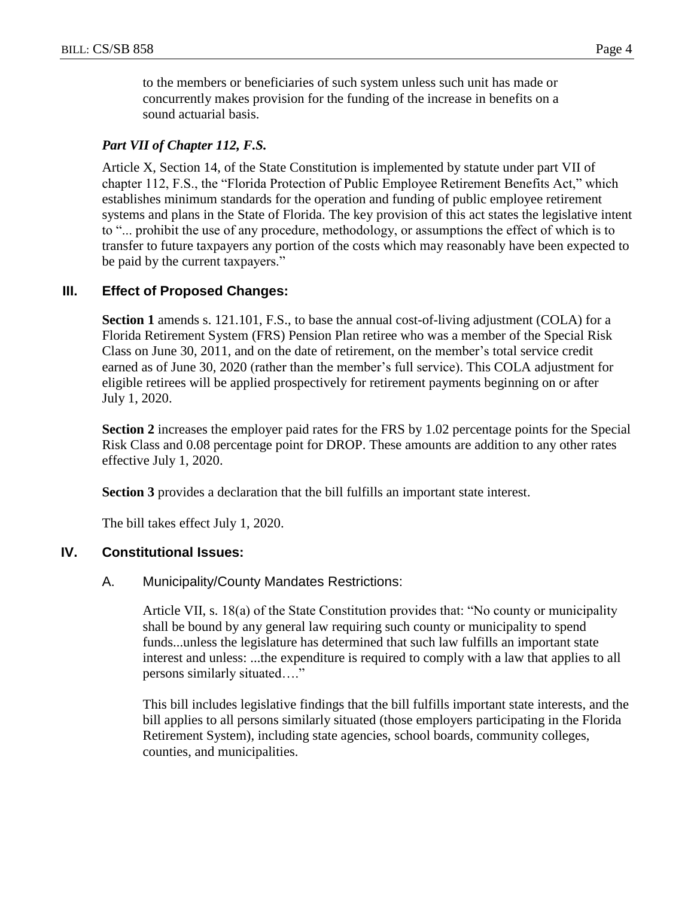to the members or beneficiaries of such system unless such unit has made or concurrently makes provision for the funding of the increase in benefits on a sound actuarial basis.

***Part VII of Chapter 112, F.S.***

Article X, Section 14, of the State Constitution is implemented by statute under part VII of chapter 112, F.S., the "Florida Protection of Public Employee Retirement Benefits Act," which establishes minimum standards for the operation and funding of public employee retirement systems and plans in the State of Florida. The key provision of this act states the legislative intent to "... prohibit the use of any procedure, methodology, or assumptions the effect of which is to transfer to future taxpayers any portion of the costs which may reasonably have been expected to be paid by the current taxpayers."

## III. Effect of Proposed Changes:

**Section 1** amends s. 121.101, F.S., to base the annual cost-of-living adjustment (COLA) for a Florida Retirement System (FRS) Pension Plan retiree who was a member of the Special Risk Class on June 30, 2011, and on the date of retirement, on the member's total service credit earned as of June 30, 2020 (rather than the member's full service). This COLA adjustment for eligible retirees will be applied prospectively for retirement payments beginning on or after July 1, 2020.

**Section 2** increases the employer paid rates for the FRS by 1.02 percentage points for the Special Risk Class and 0.08 percentage point for DROP. These amounts are addition to any other rates effective July 1, 2020.

**Section 3** provides a declaration that the bill fulfills an important state interest.

The bill takes effect July 1, 2020.

## IV. Constitutional Issues:

### A. Municipality/County Mandates Restrictions:

Article VII, s. 18(a) of the State Constitution provides that: "No county or municipality shall be bound by any general law requiring such county or municipality to spend funds...unless the legislature has determined that such law fulfills an important state interest and unless: ...the expenditure is required to comply with a law that applies to all persons similarly situated…."

This bill includes legislative findings that the bill fulfills important state interests, and the bill applies to all persons similarly situated (those employers participating in the Florida Retirement System), including state agencies, school boards, community colleges, counties, and municipalities.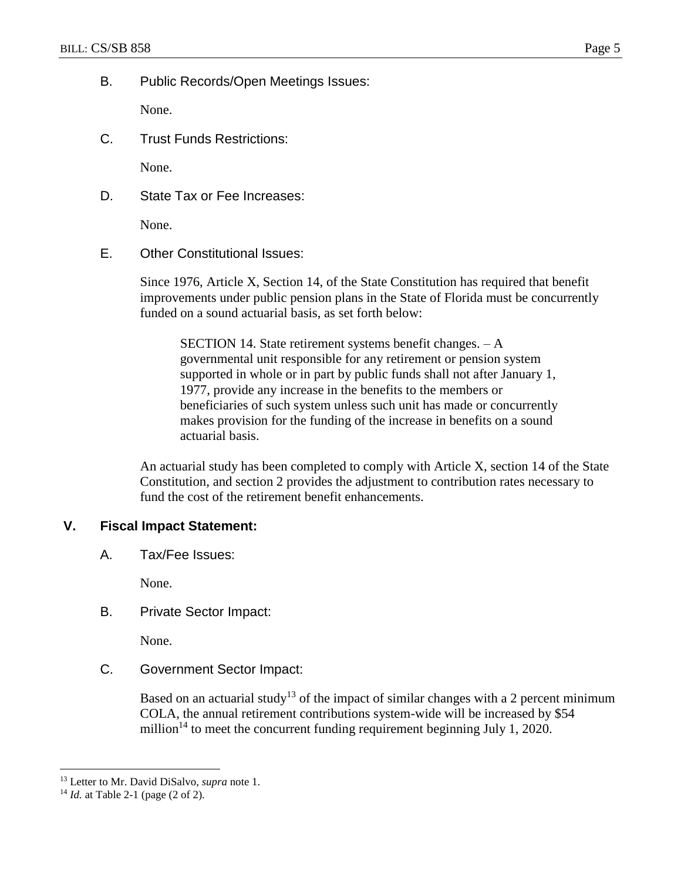B. Public Records/Open Meetings Issues:

None.

C. Trust Funds Restrictions:

None.

D. State Tax or Fee Increases:

None.

E. Other Constitutional Issues:

Since 1976, Article X, Section 14, of the State Constitution has required that benefit improvements under public pension plans in the State of Florida must be concurrently funded on a sound actuarial basis, as set forth below:

> SECTION 14. State retirement systems benefit changes. – A governmental unit responsible for any retirement or pension system supported in whole or in part by public funds shall not after January 1, 1977, provide any increase in the benefits to the members or beneficiaries of such system unless such unit has made or concurrently makes provision for the funding of the increase in benefits on a sound actuarial basis.

An actuarial study has been completed to comply with Article X, section 14 of the State Constitution, and section 2 provides the adjustment to contribution rates necessary to fund the cost of the retirement benefit enhancements.

## V. Fiscal Impact Statement:

A. Tax/Fee Issues:

None.

B. Private Sector Impact:

None.

C. Government Sector Impact:

Based on an actuarial study[13] of the impact of similar changes with a 2 percent minimum COLA, the annual retirement contributions system-wide will be increased by $54 million[14] to meet the concurrent funding requirement beginning July 1, 2020.

---

[13] Letter to Mr. David DiSalvo, *supra* note 1.

[14] *Id.* at Table 2-1 (page (2 of 2).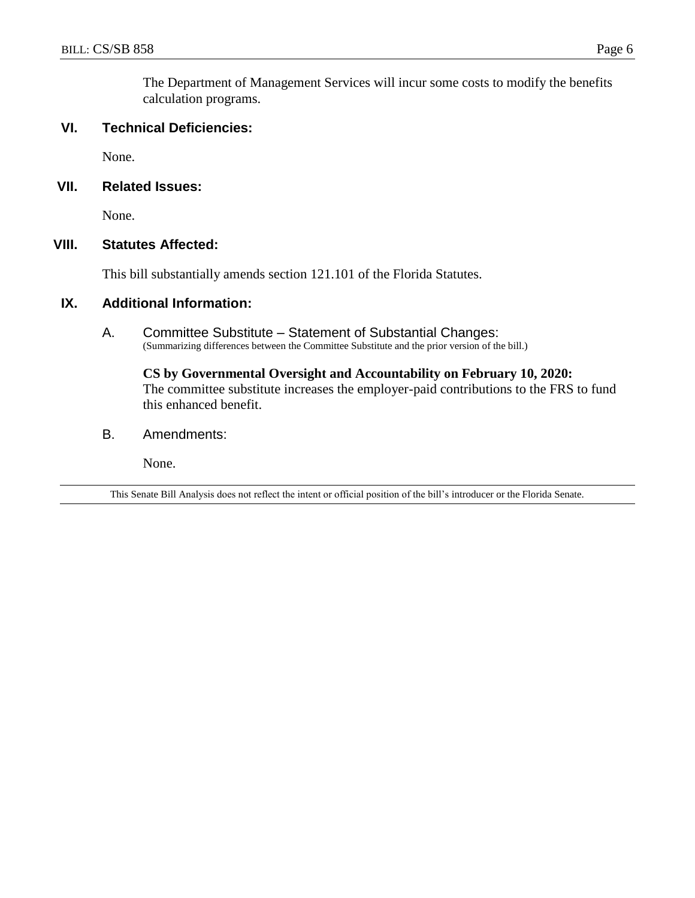The Department of Management Services will incur some costs to modify the benefits calculation programs.

## VI. Technical Deficiencies:

None.

## VII. Related Issues:

None.

## VIII. Statutes Affected:

This bill substantially amends section 121.101 of the Florida Statutes.

## IX. Additional Information:

### A. Committee Substitute – Statement of Substantial Changes:

(Summarizing differences between the Committee Substitute and the prior version of the bill.)

**CS by Governmental Oversight and Accountability on February 10, 2020:**
The committee substitute increases the employer-paid contributions to the FRS to fund this enhanced benefit.

### B. Amendments:

None.

This Senate Bill Analysis does not reflect the intent or official position of the bill's introducer or the Florida Senate.